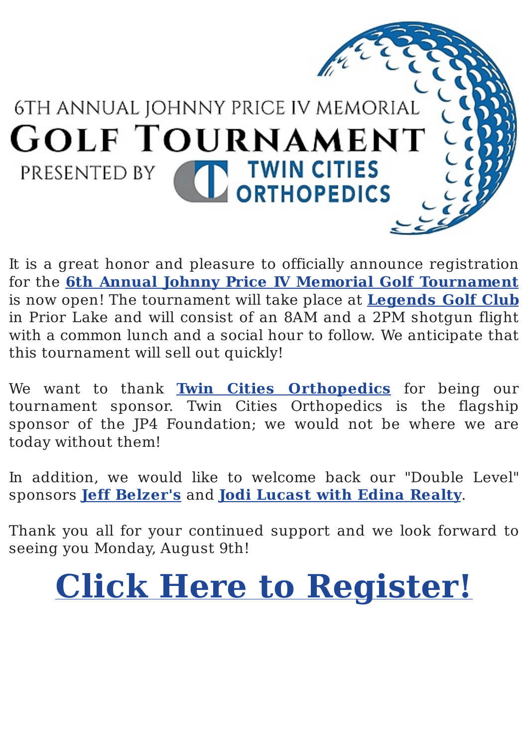6TH ANNUAL JOHNNY PRICE IV MEMORIAL

# GOLF TOURNAMENT

PRESENTED BY TWIN CITIES ORTHOPEDICS

It is a great honor and pleasure to officially announce registration for the **6th Annual Johnny Price IV Memorial Golf Tournament** is now open! The tournament will take place at **Legends Golf Club** in Prior Lake and will consist of an 8AM and a 2PM shotgun flight with a common lunch and a social hour to follow. We anticipate that this tournament will sell out quickly!

We want to thank **Twin Cities Orthopedics** for being our tournament sponsor. Twin Cities Orthopedics is the flagship sponsor of the JP4 Foundation; we would not be where we are today without them!

In addition, we would like to welcome back our "Double Level" sponsors **Jeff Belzer's** and **Jodi Lucast with Edina Realty**.

Thank you all for your continued support and we look forward to seeing you Monday, August 9th!

# Click Here to Register!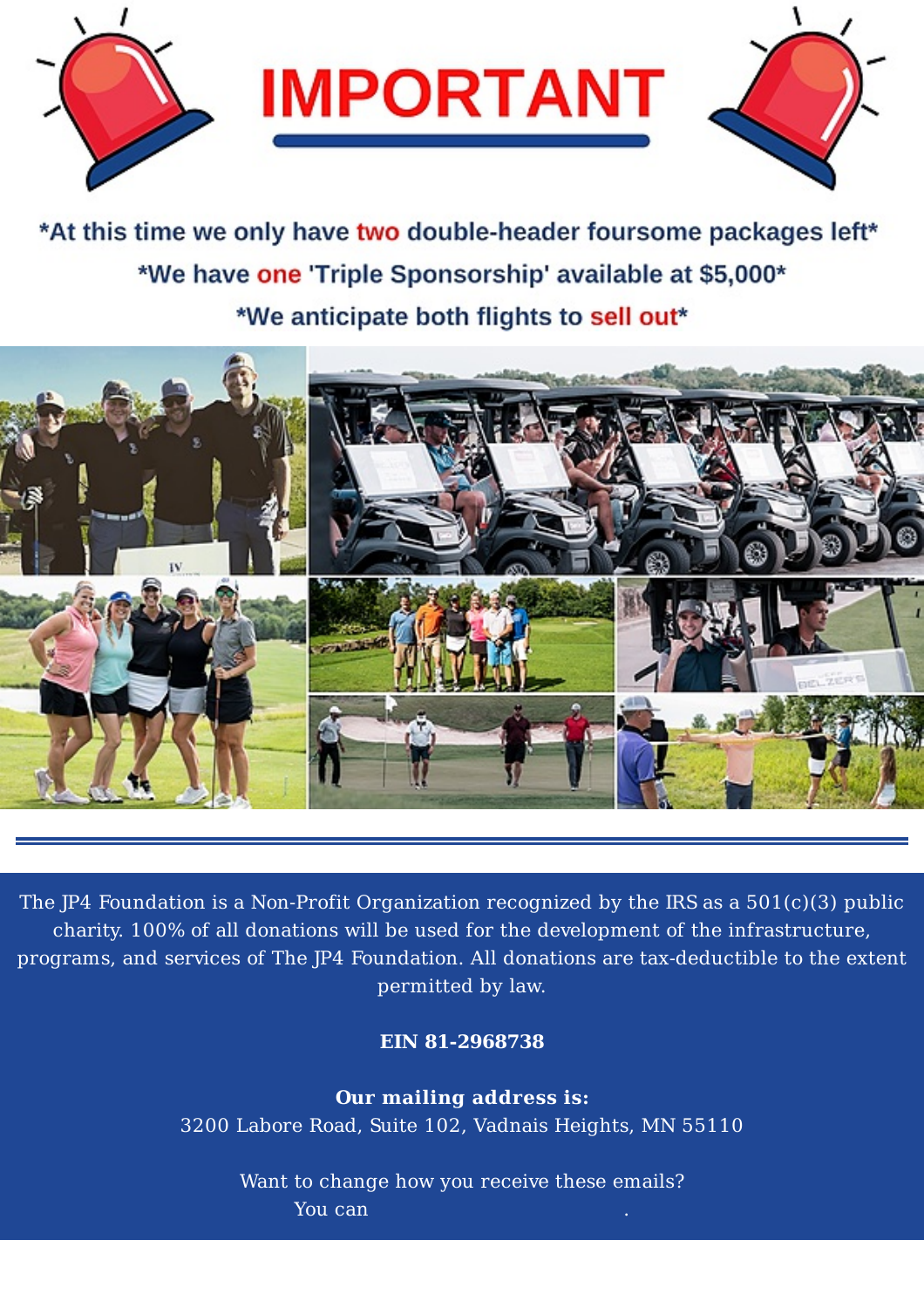# IMPORTANT

*At this time we only have two double-header foursome packages left*

*We have one 'Triple Sponsorship' available at $5,000*

*We anticipate both flights to sell out*

---

The JP4 Foundation is a Non-Profit Organization recognized by the IRS as a 501(c)(3) public charity. 100% of all donations will be used for the development of the infrastructure, programs, and services of The JP4 Foundation. All donations are tax-deductible to the extent permitted by law.

**EIN 81-2968738**

**Our mailing address is:**
3200 Labore Road, Suite 102, Vadnais Heights, MN 55110

Want to change how you receive these emails?
You can .